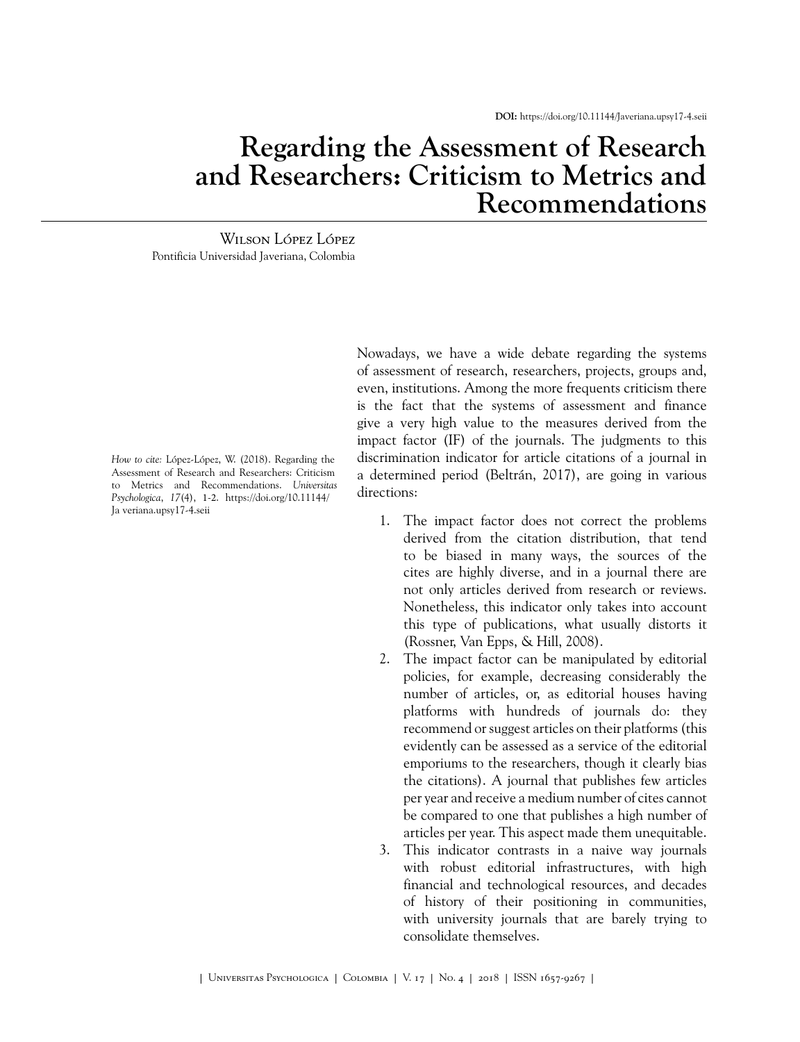DOI: https://doi.org/10.11144/Javeriana.upsy17-4.seii

# Regarding the Assessment of Research and Researchers: Criticism to Metrics and Recommendations

Wilson López López
Pontificia Universidad Javeriana, Colombia

*How to cite:* López-López, W. (2018). Regarding the Assessment of Research and Researchers: Criticism to Metrics and Recommendations. *Universitas Psychologica*, *17*(4), 1-2. https://doi.org/10.11144/Ja veriana.upsy17-4.seii

Nowadays, we have a wide debate regarding the systems of assessment of research, researchers, projects, groups and, even, institutions. Among the more frequents criticism there is the fact that the systems of assessment and finance give a very high value to the measures derived from the impact factor (IF) of the journals. The judgments to this discrimination indicator for article citations of a journal in a determined period (Beltrán, 2017), are going in various directions:

1. The impact factor does not correct the problems derived from the citation distribution, that tend to be biased in many ways, the sources of the cites are highly diverse, and in a journal there are not only articles derived from research or reviews. Nonetheless, this indicator only takes into account this type of publications, what usually distorts it (Rossner, Van Epps, & Hill, 2008).
2. The impact factor can be manipulated by editorial policies, for example, decreasing considerably the number of articles, or, as editorial houses having platforms with hundreds of journals do: they recommend or suggest articles on their platforms (this evidently can be assessed as a service of the editorial emporiums to the researchers, though it clearly bias the citations). A journal that publishes few articles per year and receive a medium number of cites cannot be compared to one that publishes a high number of articles per year. This aspect made them unequitable.
3. This indicator contrasts in a naive way journals with robust editorial infrastructures, with high financial and technological resources, and decades of history of their positioning in communities, with university journals that are barely trying to consolidate themselves.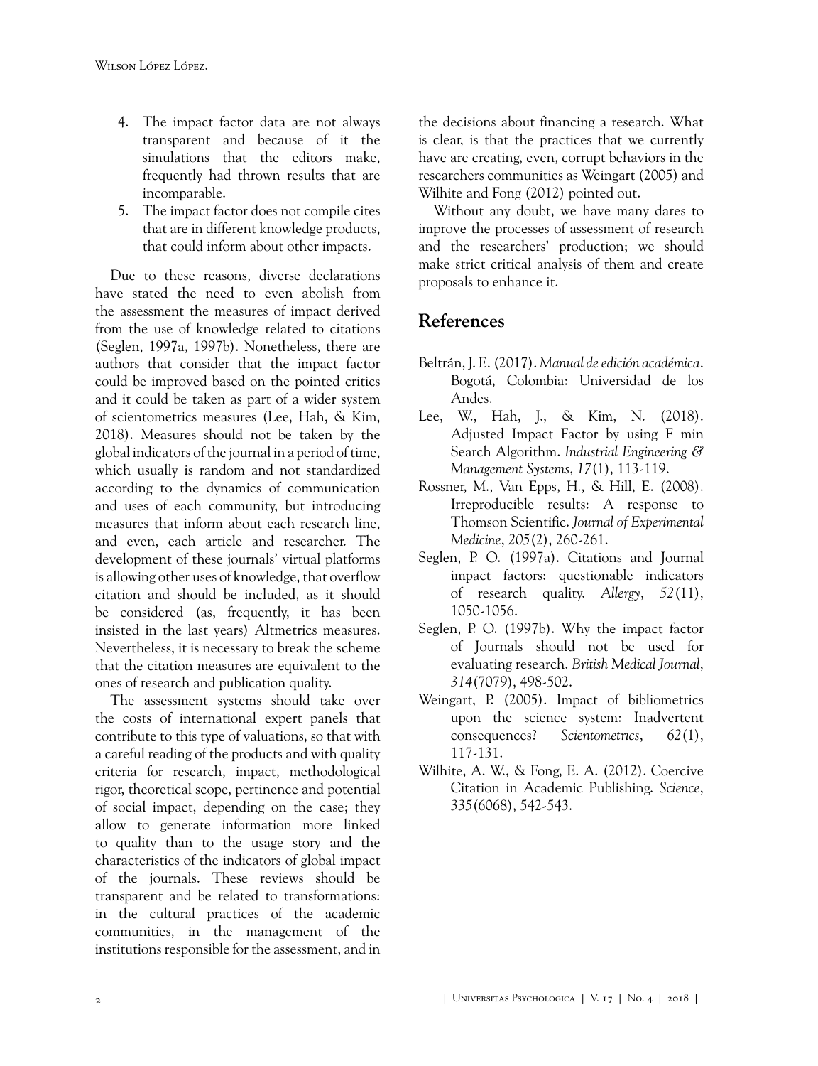4. The impact factor data are not always transparent and because of it the simulations that the editors make, frequently had thrown results that are incomparable.
5. The impact factor does not compile cites that are in different knowledge products, that could inform about other impacts.

Due to these reasons, diverse declarations have stated the need to even abolish from the assessment the measures of impact derived from the use of knowledge related to citations (Seglen, 1997a, 1997b). Nonetheless, there are authors that consider that the impact factor could be improved based on the pointed critics and it could be taken as part of a wider system of scientometrics measures (Lee, Hah, & Kim, 2018). Measures should not be taken by the global indicators of the journal in a period of time, which usually is random and not standardized according to the dynamics of communication and uses of each community, but introducing measures that inform about each research line, and even, each article and researcher. The development of these journals' virtual platforms is allowing other uses of knowledge, that overflow citation and should be included, as it should be considered (as, frequently, it has been insisted in the last years) Altmetrics measures. Nevertheless, it is necessary to break the scheme that the citation measures are equivalent to the ones of research and publication quality.

The assessment systems should take over the costs of international expert panels that contribute to this type of valuations, so that with a careful reading of the products and with quality criteria for research, impact, methodological rigor, theoretical scope, pertinence and potential of social impact, depending on the case; they allow to generate information more linked to quality than to the usage story and the characteristics of the indicators of global impact of the journals. These reviews should be transparent and be related to transformations: in the cultural practices of the academic communities, in the management of the institutions responsible for the assessment, and in the decisions about financing a research. What is clear, is that the practices that we currently have are creating, even, corrupt behaviors in the researchers communities as Weingart (2005) and Wilhite and Fong (2012) pointed out.

Without any doubt, we have many dares to improve the processes of assessment of research and the researchers' production; we should make strict critical analysis of them and create proposals to enhance it.

## References

Beltrán, J. E. (2017). *Manual de edición académica*. Bogotá, Colombia: Universidad de los Andes.

Lee, W., Hah, J., & Kim, N. (2018). Adjusted Impact Factor by using F min Search Algorithm. *Industrial Engineering & Management Systems*, *17*(1), 113-119.

Rossner, M., Van Epps, H., & Hill, E. (2008). Irreproducible results: A response to Thomson Scientific. *Journal of Experimental Medicine*, *205*(2), 260-261.

Seglen, P. O. (1997a). Citations and Journal impact factors: questionable indicators of research quality. *Allergy*, *52*(11), 1050-1056.

Seglen, P. O. (1997b). Why the impact factor of Journals should not be used for evaluating research. *British Medical Journal*, *314*(7079), 498-502.

Weingart, P. (2005). Impact of bibliometrics upon the science system: Inadvertent consequences? *Scientometrics*, *62*(1), 117-131.

Wilhite, A. W., & Fong, E. A. (2012). Coercive Citation in Academic Publishing. *Science*, *335*(6068), 542-543.